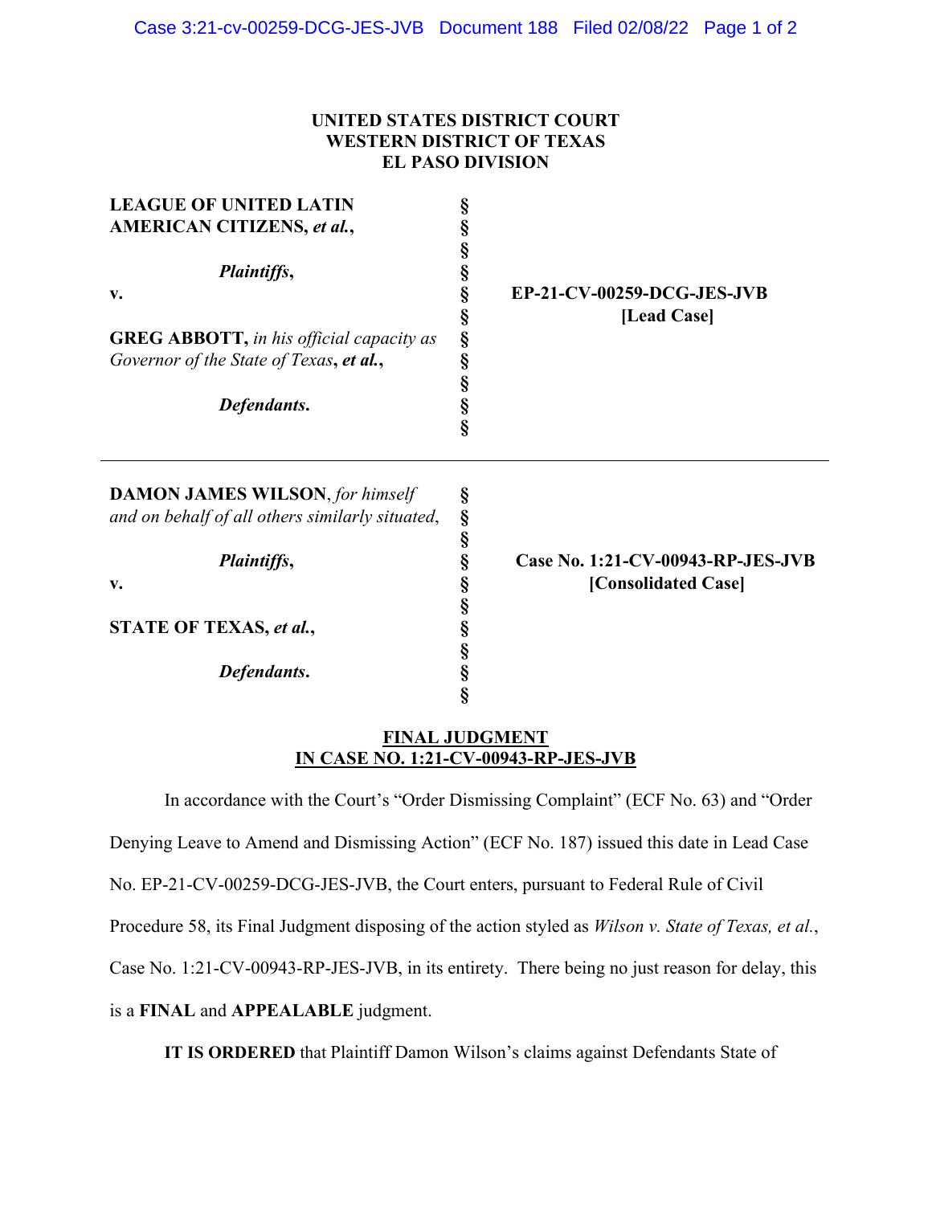**UNITED STATES DISTRICT COURT**
**WESTERN DISTRICT OF TEXAS**
**EL PASO DIVISION**

| | | |
|---|---|---|
| **LEAGUE OF UNITED LATIN AMERICAN CITIZENS, *et al.*,**<br><br>*Plaintiffs*,<br><br>**v.**<br><br>**GREG ABBOTT,** *in his official capacity as Governor of the State of Texas*, ***et al.*,**<br><br>*Defendants*. | § | **EP-21-CV-00259-DCG-JES-JVB**<br>**[Lead Case]** |

---

| | | |
|---|---|---|
| **DAMON JAMES WILSON**, *for himself and on behalf of all others similarly situated*,<br><br>*Plaintiffs*,<br><br>**v.**<br><br>**STATE OF TEXAS, *et al.*,**<br><br>*Defendants*. | § | **Case No. 1:21-CV-00943-RP-JES-JVB**<br>**[Consolidated Case]** |

**FINAL JUDGMENT**
**IN CASE NO. 1:21-CV-00943-RP-JES-JVB**

In accordance with the Court's "Order Dismissing Complaint" (ECF No. 63) and "Order Denying Leave to Amend and Dismissing Action" (ECF No. 187) issued this date in Lead Case No. EP-21-CV-00259-DCG-JES-JVB, the Court enters, pursuant to Federal Rule of Civil Procedure 58, its Final Judgment disposing of the action styled as *Wilson v. State of Texas, et al.*, Case No. 1:21-CV-00943-RP-JES-JVB, in its entirety. There being no just reason for delay, this is a **FINAL** and **APPEALABLE** judgment.

**IT IS ORDERED** that Plaintiff Damon Wilson's claims against Defendants State of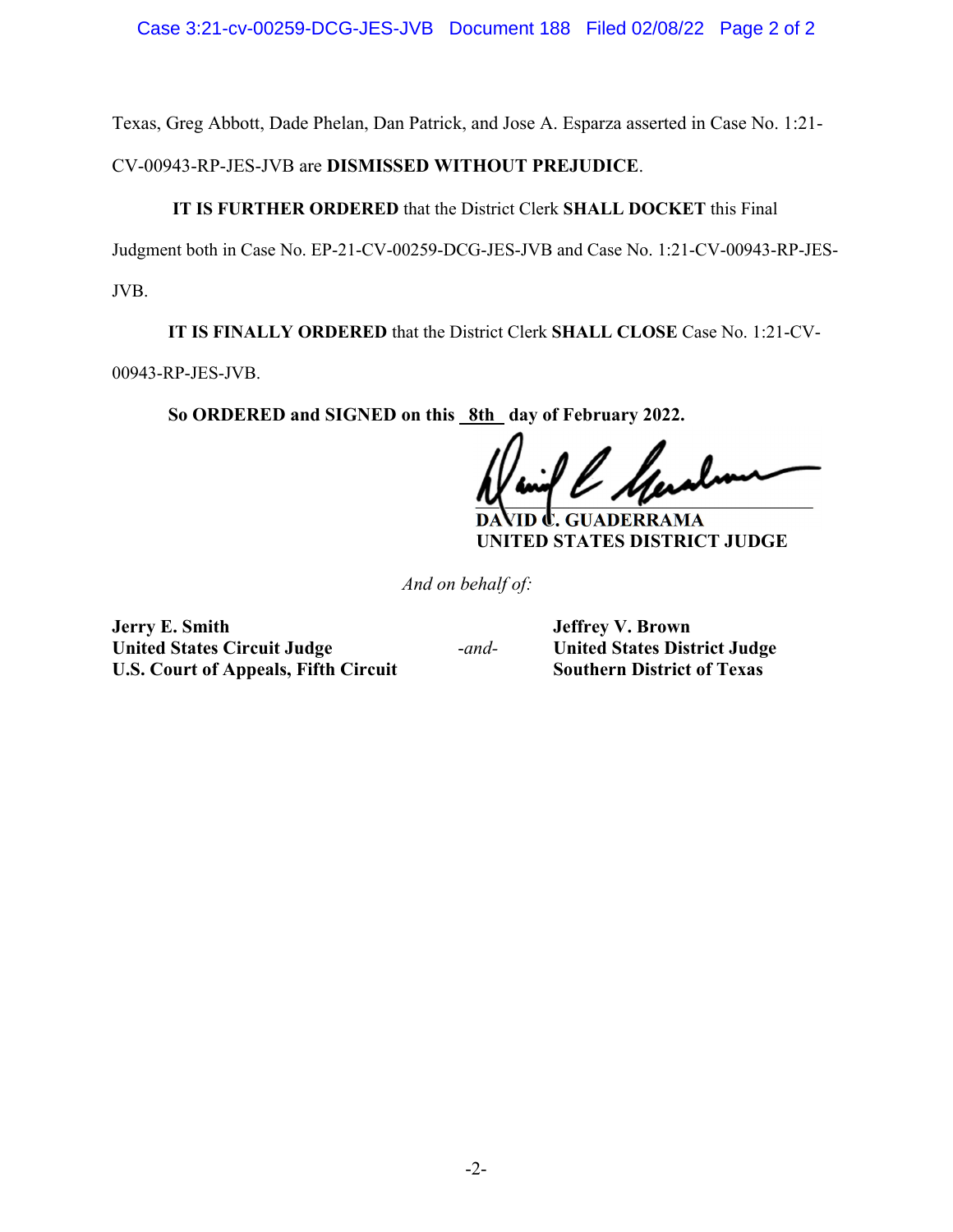Texas, Greg Abbott, Dade Phelan, Dan Patrick, and Jose A. Esparza asserted in Case No. 1:21-CV-00943-RP-JES-JVB are **DISMISSED WITHOUT PREJUDICE**.

**IT IS FURTHER ORDERED** that the District Clerk **SHALL DOCKET** this Final Judgment both in Case No. EP-21-CV-00259-DCG-JES-JVB and Case No. 1:21-CV-00943-RP-JES-JVB.

**IT IS FINALLY ORDERED** that the District Clerk **SHALL CLOSE** Case No. 1:21-CV-00943-RP-JES-JVB.

**So ORDERED and SIGNED on this 8th day of February 2022.**

**DAVID C. GUADERRAMA**
**UNITED STATES DISTRICT JUDGE**

*And on behalf of:*

**Jerry E. Smith**
**United States Circuit Judge**
**U.S. Court of Appeals, Fifth Circuit**

*-and-*

**Jeffrey V. Brown**
**United States District Judge**
**Southern District of Texas**